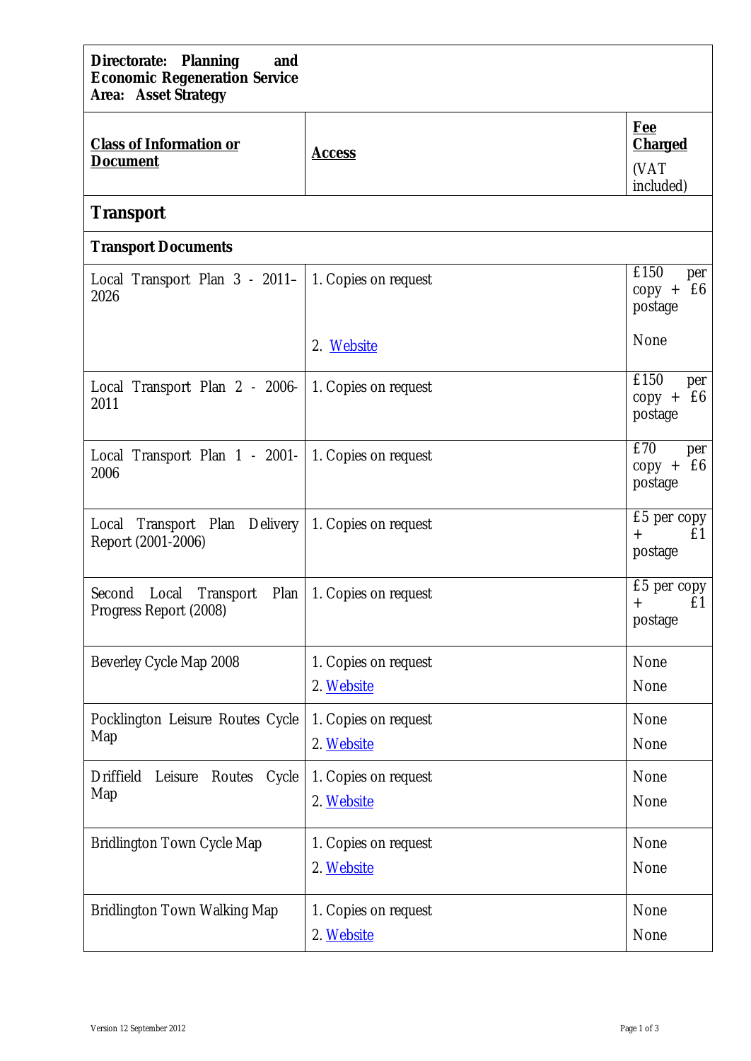**Directorate: Planning and Economic Regeneration Service**
**Area: Asset Strategy**

| **Class of Information or Document** | **Access** | **Fee Charged** (VAT included) |
|---|---|---|
| **Transport** | | |
| **Transport Documents** | | |
| Local Transport Plan 3 - 2011–2026 | 1. Copies on request<br>2. Website | £150 per copy + £6 postage<br>None |
| Local Transport Plan 2 - 2006-2011 | 1. Copies on request | £150 per copy + £6 postage |
| Local Transport Plan 1 - 2001-2006 | 1. Copies on request | £70 per copy + £6 postage |
| Local Transport Plan Delivery Report (2001-2006) | 1. Copies on request | £5 per copy + £1 postage |
| Second Local Transport Plan Progress Report (2008) | 1. Copies on request | £5 per copy + £1 postage |
| Beverley Cycle Map 2008 | 1. Copies on request<br>2. Website | None<br>None |
| Pocklington Leisure Routes Cycle Map | 1. Copies on request<br>2. Website | None<br>None |
| Driffield Leisure Routes Cycle Map | 1. Copies on request<br>2. Website | None<br>None |
| Bridlington Town Cycle Map | 1. Copies on request<br>2. Website | None<br>None |
| Bridlington Town Walking Map | 1. Copies on request<br>2. Website | None<br>None |

Version 12 September 2012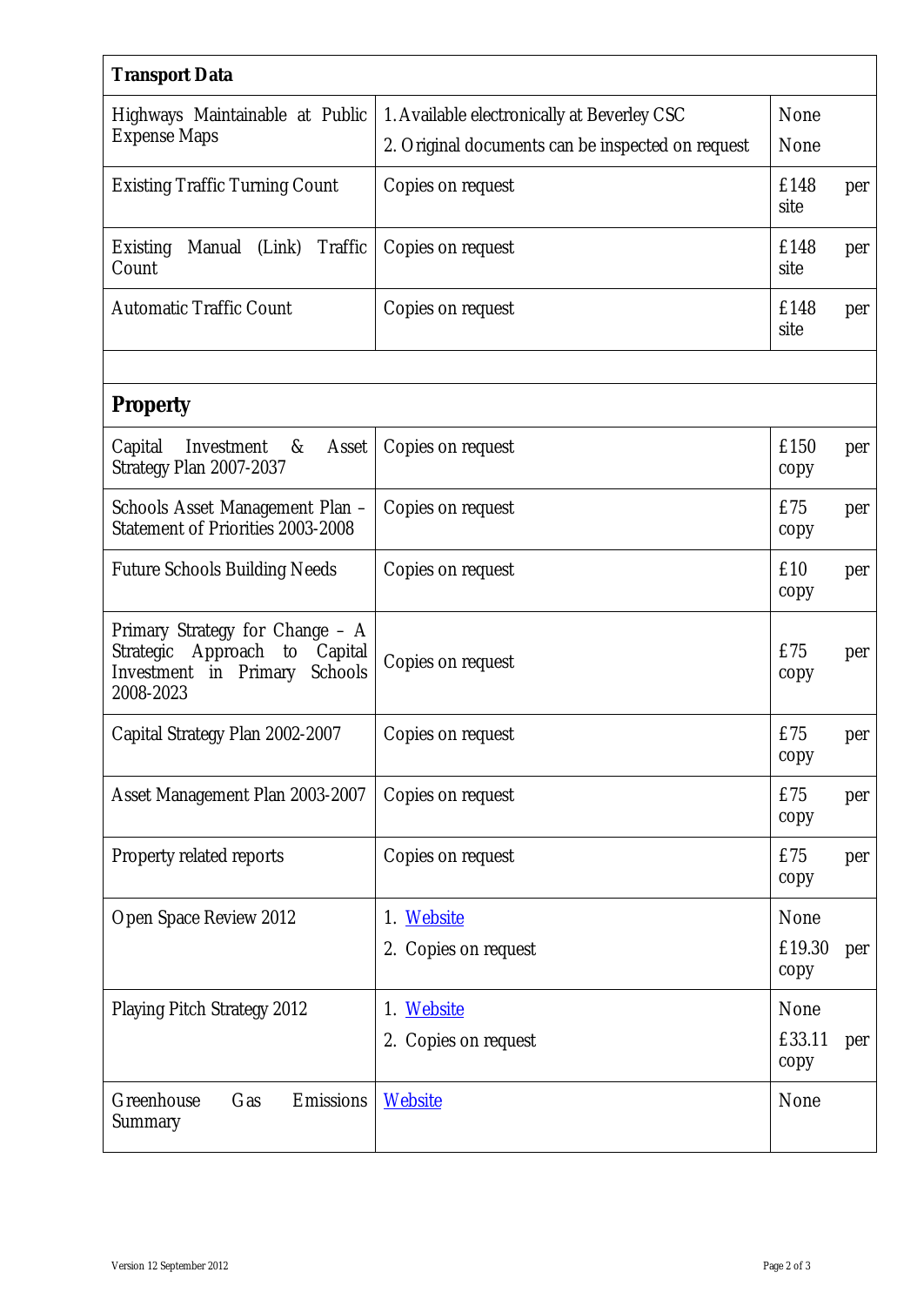| **Transport Data** | | |
|---|---|---|
| Highways Maintainable at Public Expense Maps | 1. Available electronically at Beverley CSC<br>2. Original documents can be inspected on request | None<br>None |
| Existing Traffic Turning Count | Copies on request | £148 per site |
| Existing Manual (Link) Traffic Count | Copies on request | £148 per site |
| Automatic Traffic Count | Copies on request | £148 per site |
| | | |
| **Property** | | |
| Capital Investment & Asset Strategy Plan 2007-2037 | Copies on request | £150 per copy |
| Schools Asset Management Plan – Statement of Priorities 2003-2008 | Copies on request | £75 per copy |
| Future Schools Building Needs | Copies on request | £10 per copy |
| Primary Strategy for Change – A Strategic Approach to Capital Investment in Primary Schools 2008-2023 | Copies on request | £75 per copy |
| Capital Strategy Plan 2002-2007 | Copies on request | £75 per copy |
| Asset Management Plan 2003-2007 | Copies on request | £75 per copy |
| Property related reports | Copies on request | £75 per copy |
| Open Space Review 2012 | 1. Website<br>2. Copies on request | None<br>£19.30 per copy |
| Playing Pitch Strategy 2012 | 1. Website<br>2. Copies on request | None<br>£33.11 per copy |
| Greenhouse Gas Emissions Summary | Website | None |

Version 12 September 2012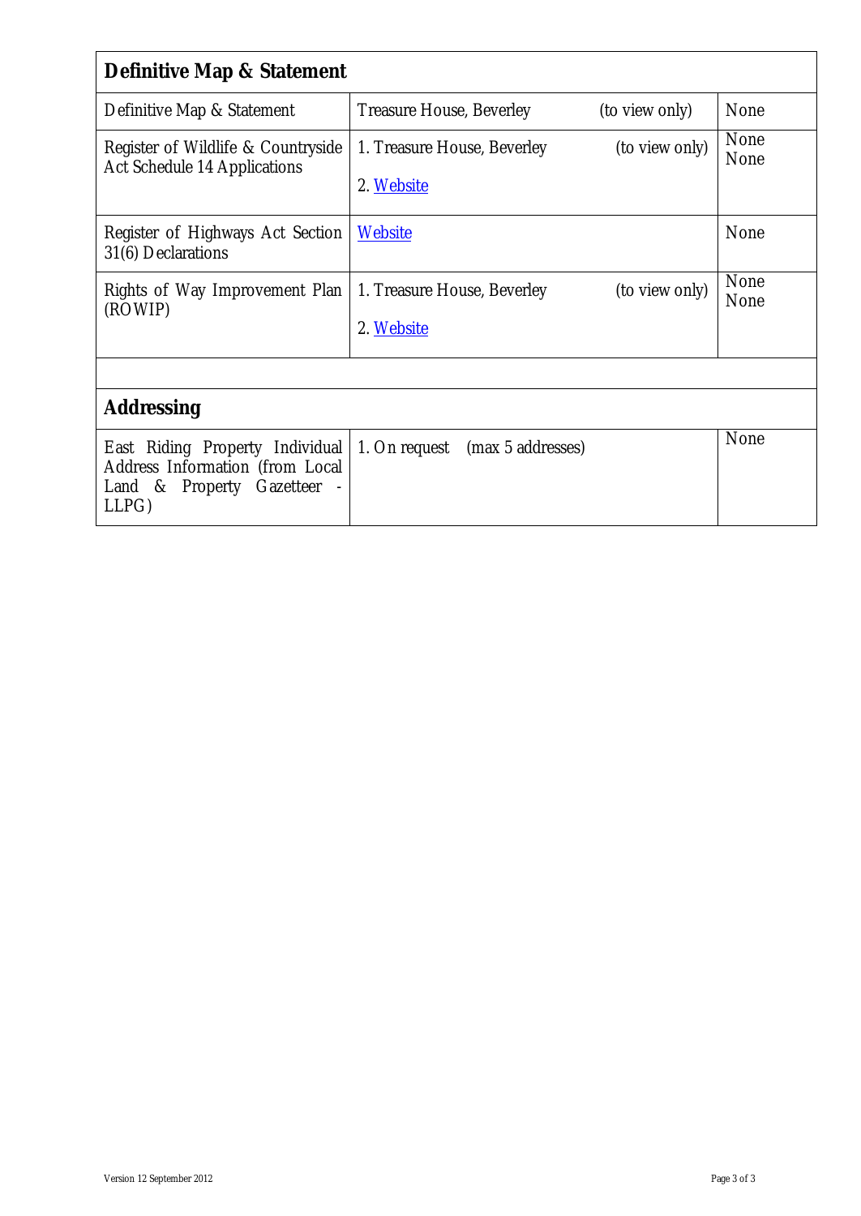| Definitive Map & Statement | | |
|---|---|---|
| Definitive Map & Statement | Treasure House, Beverley (to view only) | None |
| Register of Wildlife & Countryside Act Schedule 14 Applications | 1. Treasure House, Beverley (to view only)<br>2. Website | None<br>None |
| Register of Highways Act Section 31(6) Declarations | Website | None |
| Rights of Way Improvement Plan (ROWIP) | 1. Treasure House, Beverley (to view only)<br>2. Website | None<br>None |

| Addressing | | |
|---|---|---|
| East Riding Property Individual Address Information (from Local Land & Property Gazetteer - LLPG) | 1. On request (max 5 addresses) | None |

Version 12 September 2012